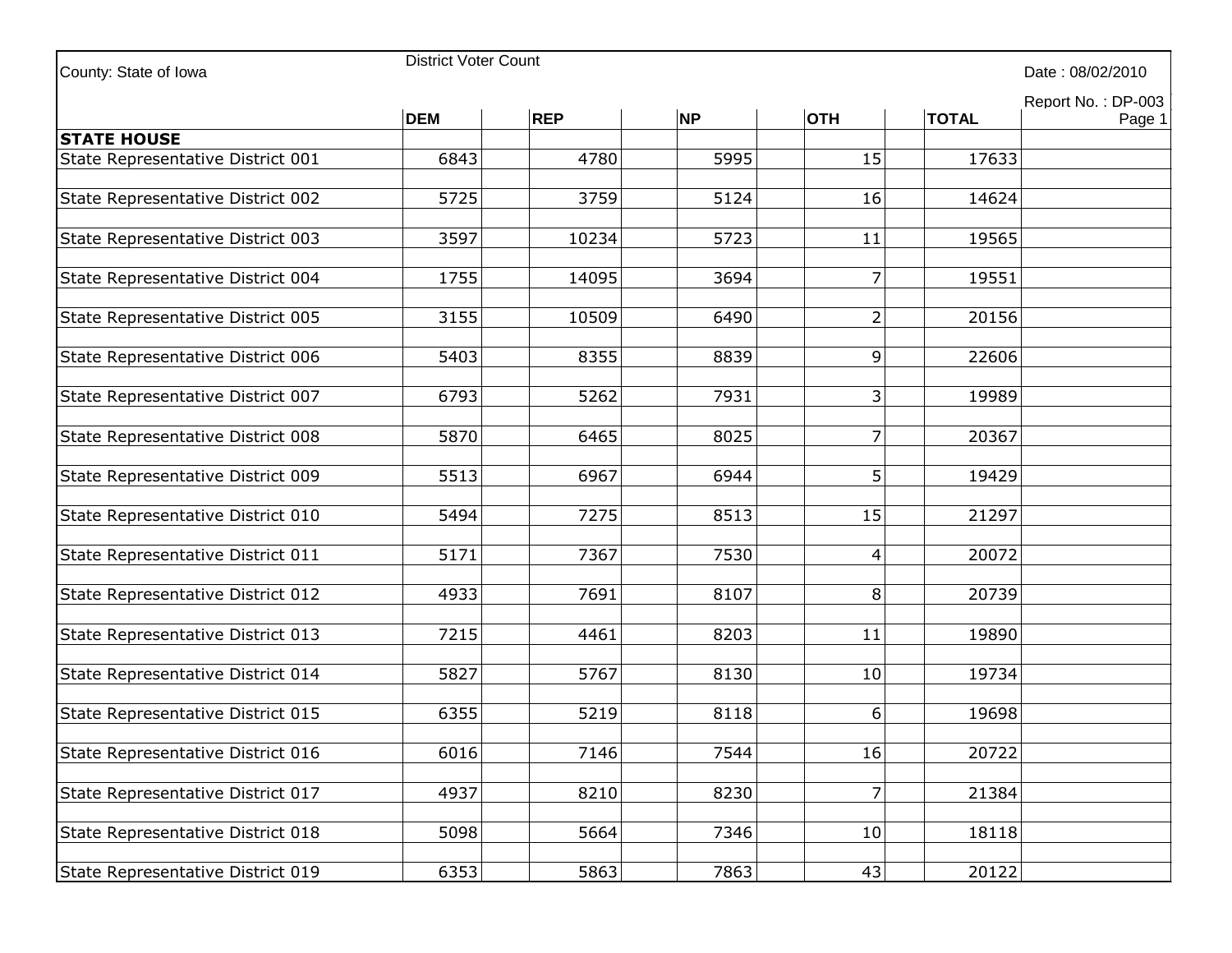County: State of Iowa

District Voter Count

Date : 08/02/2010

Report No. : DP-003

| | DEM | REP | NP | OTH | TOTAL |
|---|---|---|---|---|---|
| **STATE HOUSE** | | | | | |
| State Representative District 001 | 6843 | 4780 | 5995 | 15 | 17633 |
| State Representative District 002 | 5725 | 3759 | 5124 | 16 | 14624 |
| State Representative District 003 | 3597 | 10234 | 5723 | 11 | 19565 |
| State Representative District 004 | 1755 | 14095 | 3694 | 7 | 19551 |
| State Representative District 005 | 3155 | 10509 | 6490 | 2 | 20156 |
| State Representative District 006 | 5403 | 8355 | 8839 | 9 | 22606 |
| State Representative District 007 | 6793 | 5262 | 7931 | 3 | 19989 |
| State Representative District 008 | 5870 | 6465 | 8025 | 7 | 20367 |
| State Representative District 009 | 5513 | 6967 | 6944 | 5 | 19429 |
| State Representative District 010 | 5494 | 7275 | 8513 | 15 | 21297 |
| State Representative District 011 | 5171 | 7367 | 7530 | 4 | 20072 |
| State Representative District 012 | 4933 | 7691 | 8107 | 8 | 20739 |
| State Representative District 013 | 7215 | 4461 | 8203 | 11 | 19890 |
| State Representative District 014 | 5827 | 5767 | 8130 | 10 | 19734 |
| State Representative District 015 | 6355 | 5219 | 8118 | 6 | 19698 |
| State Representative District 016 | 6016 | 7146 | 7544 | 16 | 20722 |
| State Representative District 017 | 4937 | 8210 | 8230 | 7 | 21384 |
| State Representative District 018 | 5098 | 5664 | 7346 | 10 | 18118 |
| State Representative District 019 | 6353 | 5863 | 7863 | 43 | 20122 |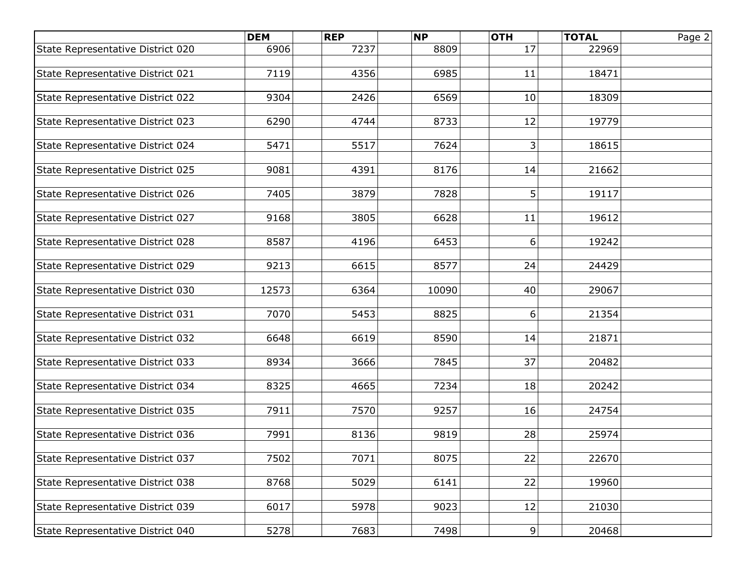| | DEM | REP | NP | OTH | TOTAL |
|---|---|---|---|---|---|
| State Representative District 020 | 6906 | 7237 | 8809 | 17 | 22969 |
| State Representative District 021 | 7119 | 4356 | 6985 | 11 | 18471 |
| State Representative District 022 | 9304 | 2426 | 6569 | 10 | 18309 |
| State Representative District 023 | 6290 | 4744 | 8733 | 12 | 19779 |
| State Representative District 024 | 5471 | 5517 | 7624 | 3 | 18615 |
| State Representative District 025 | 9081 | 4391 | 8176 | 14 | 21662 |
| State Representative District 026 | 7405 | 3879 | 7828 | 5 | 19117 |
| State Representative District 027 | 9168 | 3805 | 6628 | 11 | 19612 |
| State Representative District 028 | 8587 | 4196 | 6453 | 6 | 19242 |
| State Representative District 029 | 9213 | 6615 | 8577 | 24 | 24429 |
| State Representative District 030 | 12573 | 6364 | 10090 | 40 | 29067 |
| State Representative District 031 | 7070 | 5453 | 8825 | 6 | 21354 |
| State Representative District 032 | 6648 | 6619 | 8590 | 14 | 21871 |
| State Representative District 033 | 8934 | 3666 | 7845 | 37 | 20482 |
| State Representative District 034 | 8325 | 4665 | 7234 | 18 | 20242 |
| State Representative District 035 | 7911 | 7570 | 9257 | 16 | 24754 |
| State Representative District 036 | 7991 | 8136 | 9819 | 28 | 25974 |
| State Representative District 037 | 7502 | 7071 | 8075 | 22 | 22670 |
| State Representative District 038 | 8768 | 5029 | 6141 | 22 | 19960 |
| State Representative District 039 | 6017 | 5978 | 9023 | 12 | 21030 |
| State Representative District 040 | 5278 | 7683 | 7498 | 9 | 20468 |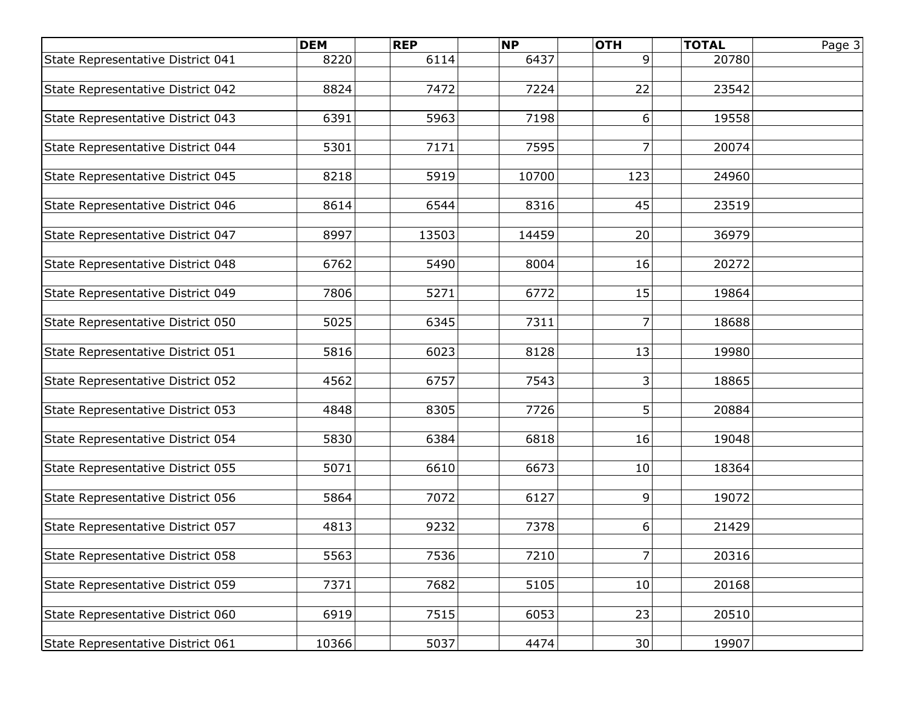| | DEM | REP | NP | OTH | TOTAL |
|---|---|---|---|---|---|
| State Representative District 041 | 8220 | 6114 | 6437 | 9 | 20780 |
| State Representative District 042 | 8824 | 7472 | 7224 | 22 | 23542 |
| State Representative District 043 | 6391 | 5963 | 7198 | 6 | 19558 |
| State Representative District 044 | 5301 | 7171 | 7595 | 7 | 20074 |
| State Representative District 045 | 8218 | 5919 | 10700 | 123 | 24960 |
| State Representative District 046 | 8614 | 6544 | 8316 | 45 | 23519 |
| State Representative District 047 | 8997 | 13503 | 14459 | 20 | 36979 |
| State Representative District 048 | 6762 | 5490 | 8004 | 16 | 20272 |
| State Representative District 049 | 7806 | 5271 | 6772 | 15 | 19864 |
| State Representative District 050 | 5025 | 6345 | 7311 | 7 | 18688 |
| State Representative District 051 | 5816 | 6023 | 8128 | 13 | 19980 |
| State Representative District 052 | 4562 | 6757 | 7543 | 3 | 18865 |
| State Representative District 053 | 4848 | 8305 | 7726 | 5 | 20884 |
| State Representative District 054 | 5830 | 6384 | 6818 | 16 | 19048 |
| State Representative District 055 | 5071 | 6610 | 6673 | 10 | 18364 |
| State Representative District 056 | 5864 | 7072 | 6127 | 9 | 19072 |
| State Representative District 057 | 4813 | 9232 | 7378 | 6 | 21429 |
| State Representative District 058 | 5563 | 7536 | 7210 | 7 | 20316 |
| State Representative District 059 | 7371 | 7682 | 5105 | 10 | 20168 |
| State Representative District 060 | 6919 | 7515 | 6053 | 23 | 20510 |
| State Representative District 061 | 10366 | 5037 | 4474 | 30 | 19907 |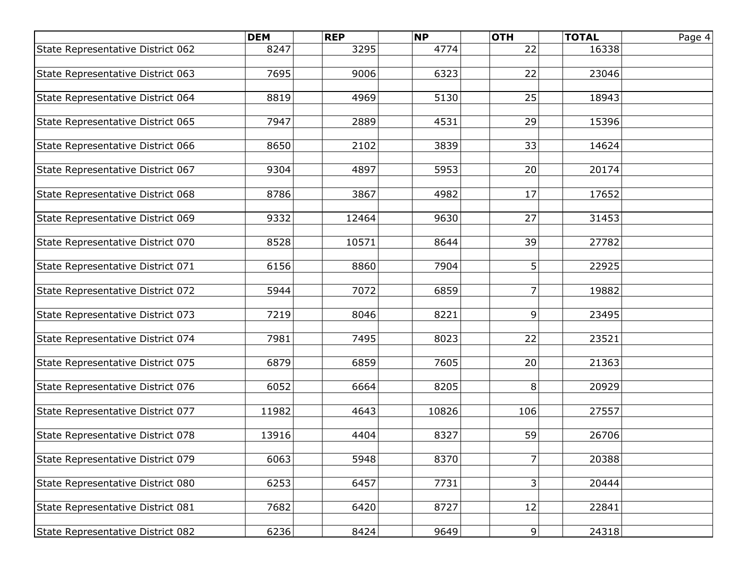| | DEM | REP | NP | OTH | TOTAL |
|---|---|---|---|---|---|
| State Representative District 062 | 8247 | 3295 | 4774 | 22 | 16338 |
| State Representative District 063 | 7695 | 9006 | 6323 | 22 | 23046 |
| State Representative District 064 | 8819 | 4969 | 5130 | 25 | 18943 |
| State Representative District 065 | 7947 | 2889 | 4531 | 29 | 15396 |
| State Representative District 066 | 8650 | 2102 | 3839 | 33 | 14624 |
| State Representative District 067 | 9304 | 4897 | 5953 | 20 | 20174 |
| State Representative District 068 | 8786 | 3867 | 4982 | 17 | 17652 |
| State Representative District 069 | 9332 | 12464 | 9630 | 27 | 31453 |
| State Representative District 070 | 8528 | 10571 | 8644 | 39 | 27782 |
| State Representative District 071 | 6156 | 8860 | 7904 | 5 | 22925 |
| State Representative District 072 | 5944 | 7072 | 6859 | 7 | 19882 |
| State Representative District 073 | 7219 | 8046 | 8221 | 9 | 23495 |
| State Representative District 074 | 7981 | 7495 | 8023 | 22 | 23521 |
| State Representative District 075 | 6879 | 6859 | 7605 | 20 | 21363 |
| State Representative District 076 | 6052 | 6664 | 8205 | 8 | 20929 |
| State Representative District 077 | 11982 | 4643 | 10826 | 106 | 27557 |
| State Representative District 078 | 13916 | 4404 | 8327 | 59 | 26706 |
| State Representative District 079 | 6063 | 5948 | 8370 | 7 | 20388 |
| State Representative District 080 | 6253 | 6457 | 7731 | 3 | 20444 |
| State Representative District 081 | 7682 | 6420 | 8727 | 12 | 22841 |
| State Representative District 082 | 6236 | 8424 | 9649 | 9 | 24318 |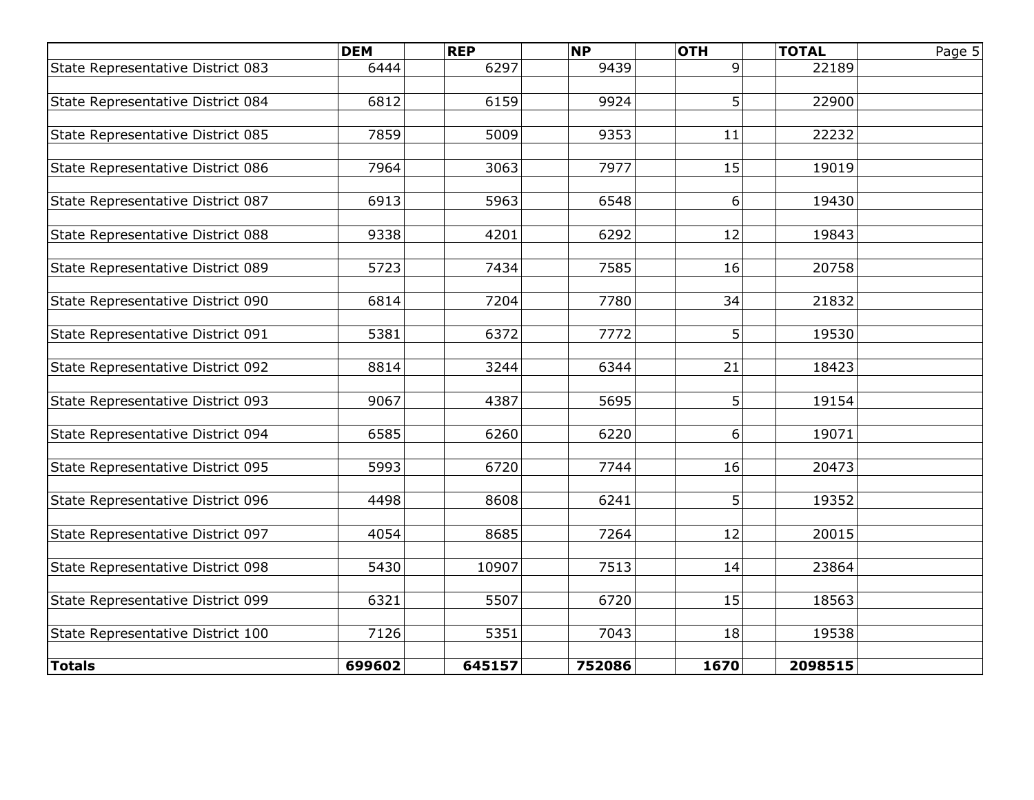| | DEM | REP | NP | OTH | TOTAL |
|---|---|---|---|---|---|
| State Representative District 083 | 6444 | 6297 | 9439 | 9 | 22189 |
| State Representative District 084 | 6812 | 6159 | 9924 | 5 | 22900 |
| State Representative District 085 | 7859 | 5009 | 9353 | 11 | 22232 |
| State Representative District 086 | 7964 | 3063 | 7977 | 15 | 19019 |
| State Representative District 087 | 6913 | 5963 | 6548 | 6 | 19430 |
| State Representative District 088 | 9338 | 4201 | 6292 | 12 | 19843 |
| State Representative District 089 | 5723 | 7434 | 7585 | 16 | 20758 |
| State Representative District 090 | 6814 | 7204 | 7780 | 34 | 21832 |
| State Representative District 091 | 5381 | 6372 | 7772 | 5 | 19530 |
| State Representative District 092 | 8814 | 3244 | 6344 | 21 | 18423 |
| State Representative District 093 | 9067 | 4387 | 5695 | 5 | 19154 |
| State Representative District 094 | 6585 | 6260 | 6220 | 6 | 19071 |
| State Representative District 095 | 5993 | 6720 | 7744 | 16 | 20473 |
| State Representative District 096 | 4498 | 8608 | 6241 | 5 | 19352 |
| State Representative District 097 | 4054 | 8685 | 7264 | 12 | 20015 |
| State Representative District 098 | 5430 | 10907 | 7513 | 14 | 23864 |
| State Representative District 099 | 6321 | 5507 | 6720 | 15 | 18563 |
| State Representative District 100 | 7126 | 5351 | 7043 | 18 | 19538 |
| **Totals** | **699602** | **645157** | **752086** | **1670** | **2098515** |